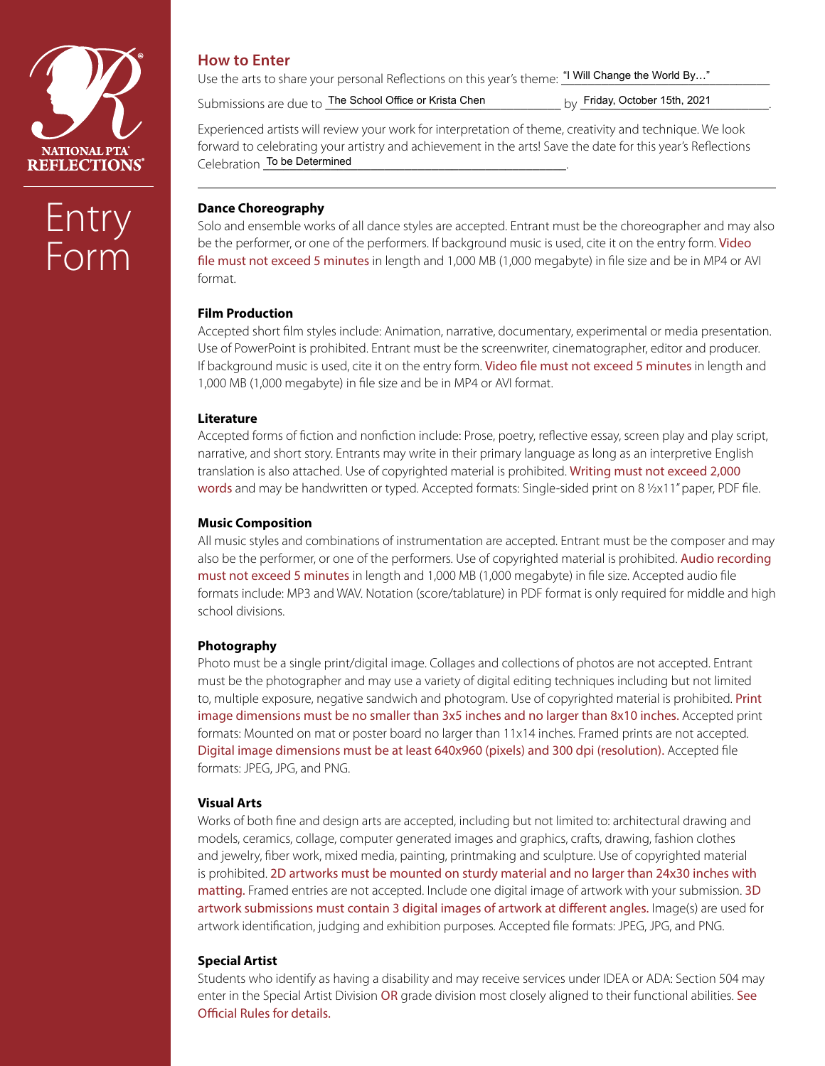NATIONAL PTA® REFLECTIONS®

# Entry Form

## How to Enter

Use the arts to share your personal Reflections on this year's theme: "I Will Change the World By…"

Submissions are due to The School Office or Krista Chen by Friday, October 15th, 2021.

Experienced artists will review your work for interpretation of theme, creativity and technique. We look forward to celebrating your artistry and achievement in the arts! Save the date for this year's Reflections Celebration To be Determined.

---

**Dance Choreography**

Solo and ensemble works of all dance styles are accepted. Entrant must be the choreographer and may also be the performer, or one of the performers. If background music is used, cite it on the entry form. Video file must not exceed 5 minutes in length and 1,000 MB (1,000 megabyte) in file size and be in MP4 or AVI format.

**Film Production**

Accepted short film styles include: Animation, narrative, documentary, experimental or media presentation. Use of PowerPoint is prohibited. Entrant must be the screenwriter, cinematographer, editor and producer. If background music is used, cite it on the entry form. Video file must not exceed 5 minutes in length and 1,000 MB (1,000 megabyte) in file size and be in MP4 or AVI format.

**Literature**

Accepted forms of fiction and nonfiction include: Prose, poetry, reflective essay, screen play and play script, narrative, and short story. Entrants may write in their primary language as long as an interpretive English translation is also attached. Use of copyrighted material is prohibited. Writing must not exceed 2,000 words and may be handwritten or typed. Accepted formats: Single-sided print on 8 ½x11" paper, PDF file.

**Music Composition**

All music styles and combinations of instrumentation are accepted. Entrant must be the composer and may also be the performer, or one of the performers. Use of copyrighted material is prohibited. Audio recording must not exceed 5 minutes in length and 1,000 MB (1,000 megabyte) in file size. Accepted audio file formats include: MP3 and WAV. Notation (score/tablature) in PDF format is only required for middle and high school divisions.

**Photography**

Photo must be a single print/digital image. Collages and collections of photos are not accepted. Entrant must be the photographer and may use a variety of digital editing techniques including but not limited to, multiple exposure, negative sandwich and photogram. Use of copyrighted material is prohibited. Print image dimensions must be no smaller than 3x5 inches and no larger than 8x10 inches. Accepted print formats: Mounted on mat or poster board no larger than 11x14 inches. Framed prints are not accepted. Digital image dimensions must be at least 640x960 (pixels) and 300 dpi (resolution). Accepted file formats: JPEG, JPG, and PNG.

**Visual Arts**

Works of both fine and design arts are accepted, including but not limited to: architectural drawing and models, ceramics, collage, computer generated images and graphics, crafts, drawing, fashion clothes and jewelry, fiber work, mixed media, painting, printmaking and sculpture. Use of copyrighted material is prohibited. 2D artworks must be mounted on sturdy material and no larger than 24x30 inches with matting. Framed entries are not accepted. Include one digital image of artwork with your submission. 3D artwork submissions must contain 3 digital images of artwork at different angles. Image(s) are used for artwork identification, judging and exhibition purposes. Accepted file formats: JPEG, JPG, and PNG.

**Special Artist**

Students who identify as having a disability and may receive services under IDEA or ADA: Section 504 may enter in the Special Artist Division OR grade division most closely aligned to their functional abilities. See Official Rules for details.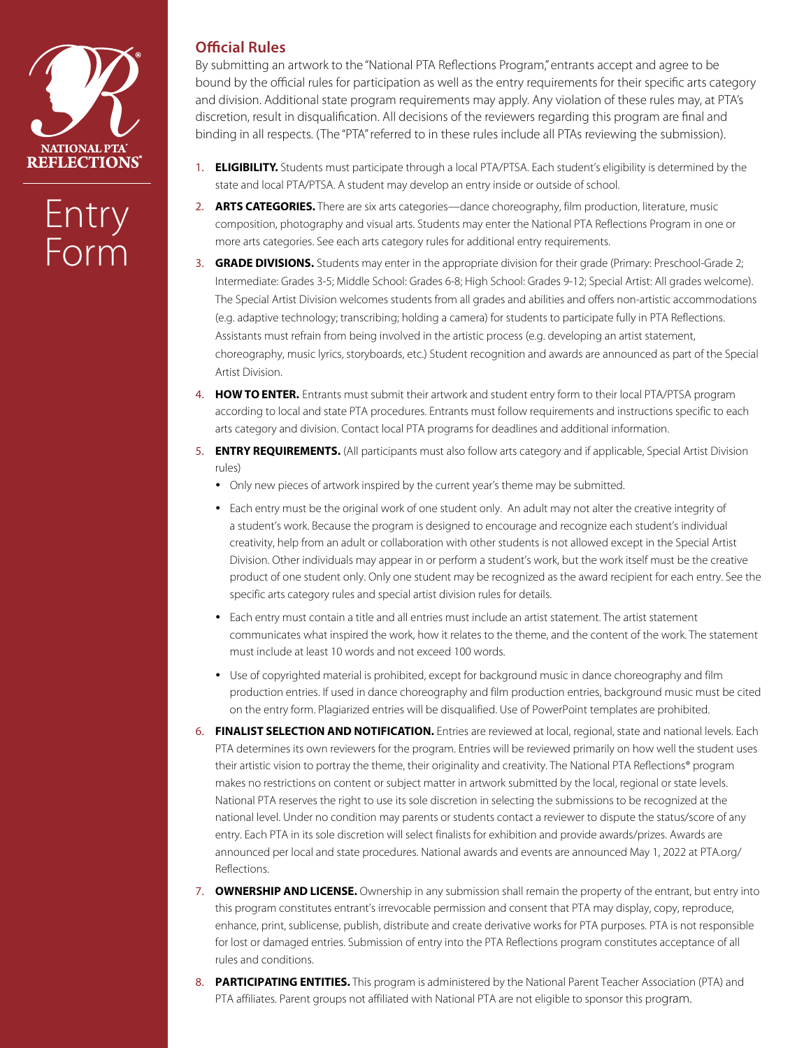NATIONAL PTA® REFLECTIONS®

# Entry Form

## Official Rules

By submitting an artwork to the "National PTA Reflections Program," entrants accept and agree to be bound by the official rules for participation as well as the entry requirements for their specific arts category and division. Additional state program requirements may apply. Any violation of these rules may, at PTA's discretion, result in disqualification. All decisions of the reviewers regarding this program are final and binding in all respects. (The "PTA" referred to in these rules include all PTAs reviewing the submission).

1. **ELIGIBILITY.** Students must participate through a local PTA/PTSA. Each student's eligibility is determined by the state and local PTA/PTSA. A student may develop an entry inside or outside of school.

2. **ARTS CATEGORIES.** There are six arts categories—dance choreography, film production, literature, music composition, photography and visual arts. Students may enter the National PTA Reflections Program in one or more arts categories. See each arts category rules for additional entry requirements.

3. **GRADE DIVISIONS.** Students may enter in the appropriate division for their grade (Primary: Preschool-Grade 2; Intermediate: Grades 3-5; Middle School: Grades 6-8; High School: Grades 9-12; Special Artist: All grades welcome). The Special Artist Division welcomes students from all grades and abilities and offers non-artistic accommodations (e.g. adaptive technology; transcribing; holding a camera) for students to participate fully in PTA Reflections. Assistants must refrain from being involved in the artistic process (e.g. developing an artist statement, choreography, music lyrics, storyboards, etc.) Student recognition and awards are announced as part of the Special Artist Division.

4. **HOW TO ENTER.** Entrants must submit their artwork and student entry form to their local PTA/PTSA program according to local and state PTA procedures. Entrants must follow requirements and instructions specific to each arts category and division. Contact local PTA programs for deadlines and additional information.

5. **ENTRY REQUIREMENTS.** (All participants must also follow arts category and if applicable, Special Artist Division rules)
   - Only new pieces of artwork inspired by the current year's theme may be submitted.
   - Each entry must be the original work of one student only. An adult may not alter the creative integrity of a student's work. Because the program is designed to encourage and recognize each student's individual creativity, help from an adult or collaboration with other students is not allowed except in the Special Artist Division. Other individuals may appear in or perform a student's work, but the work itself must be the creative product of one student only. Only one student may be recognized as the award recipient for each entry. See the specific arts category rules and special artist division rules for details.
   - Each entry must contain a title and all entries must include an artist statement. The artist statement communicates what inspired the work, how it relates to the theme, and the content of the work. The statement must include at least 10 words and not exceed 100 words.
   - Use of copyrighted material is prohibited, except for background music in dance choreography and film production entries. If used in dance choreography and film production entries, background music must be cited on the entry form. Plagiarized entries will be disqualified. Use of PowerPoint templates are prohibited.

6. **FINALIST SELECTION AND NOTIFICATION.** Entries are reviewed at local, regional, state and national levels. Each PTA determines its own reviewers for the program. Entries will be reviewed primarily on how well the student uses their artistic vision to portray the theme, their originality and creativity. The National PTA Reflections® program makes no restrictions on content or subject matter in artwork submitted by the local, regional or state levels. National PTA reserves the right to use its sole discretion in selecting the submissions to be recognized at the national level. Under no condition may parents or students contact a reviewer to dispute the status/score of any entry. Each PTA in its sole discretion will select finalists for exhibition and provide awards/prizes. Awards are announced per local and state procedures. National awards and events are announced May 1, 2022 at PTA.org/Reflections.

7. **OWNERSHIP AND LICENSE.** Ownership in any submission shall remain the property of the entrant, but entry into this program constitutes entrant's irrevocable permission and consent that PTA may display, copy, reproduce, enhance, print, sublicense, publish, distribute and create derivative works for PTA purposes. PTA is not responsible for lost or damaged entries. Submission of entry into the PTA Reflections program constitutes acceptance of all rules and conditions.

8. **PARTICIPATING ENTITIES.** This program is administered by the National Parent Teacher Association (PTA) and PTA affiliates. Parent groups not affiliated with National PTA are not eligible to sponsor this program.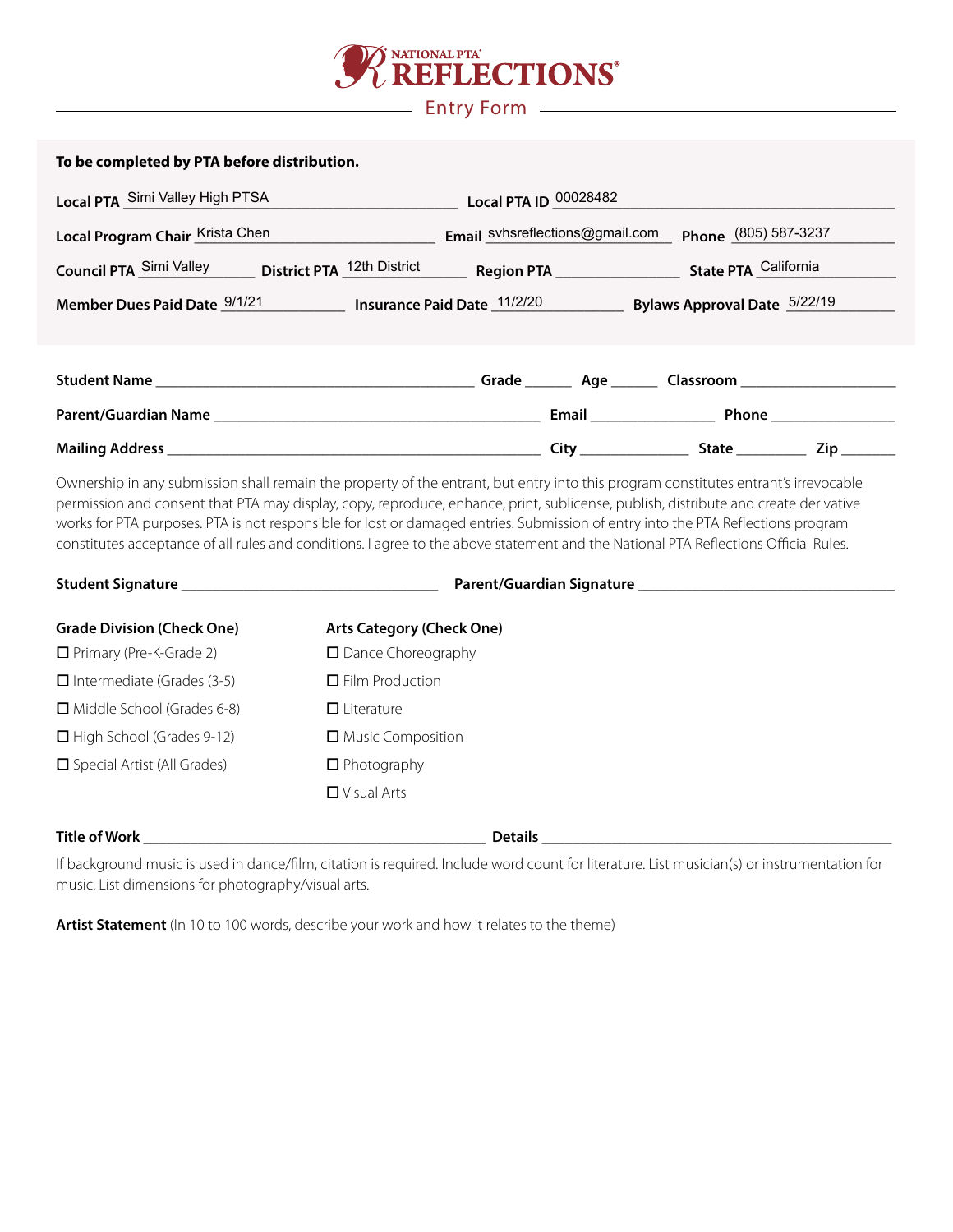# NATIONAL PTA REFLECTIONS

## Entry Form

**To be completed by PTA before distribution.**

**Local PTA** Simi Valley High PTSA **Local PTA ID** 00028482

**Local Program Chair** Krista Chen **Email** svhsreflections@gmail.com **Phone** (805) 587-3237

**Council PTA** Simi Valley **District PTA** 12th District **Region PTA** ________ **State PTA** California

**Member Dues Paid Date** 9/1/21 **Insurance Paid Date** 11/2/20 **Bylaws Approval Date** 5/22/19

**Student Name** ____________________ **Grade** ______ **Age** ______ **Classroom** ____________

**Parent/Guardian Name** ____________________ **Email** ____________ **Phone** ____________

**Mailing Address** ____________________ **City** ____________ **State** ________ **Zip** ______

Ownership in any submission shall remain the property of the entrant, but entry into this program constitutes entrant's irrevocable permission and consent that PTA may display, copy, reproduce, enhance, print, sublicense, publish, distribute and create derivative works for PTA purposes. PTA is not responsible for lost or damaged entries. Submission of entry into the PTA Reflections program constitutes acceptance of all rules and conditions. I agree to the above statement and the National PTA Reflections Official Rules.

**Student Signature** ____________________ **Parent/Guardian Signature** ____________________

**Grade Division (Check One)**

- ☐ Primary (Pre-K-Grade 2)
- ☐ Intermediate (Grades (3-5)
- ☐ Middle School (Grades 6-8)
- ☐ High School (Grades 9-12)
- ☐ Special Artist (All Grades)

**Arts Category (Check One)**

- ☐ Dance Choreography
- ☐ Film Production
- ☐ Literature
- ☐ Music Composition
- ☐ Photography
- ☐ Visual Arts

**Title of Work** ____________________ **Details** ____________________

If background music is used in dance/film, citation is required. Include word count for literature. List musician(s) or instrumentation for music. List dimensions for photography/visual arts.

**Artist Statement** (In 10 to 100 words, describe your work and how it relates to the theme)